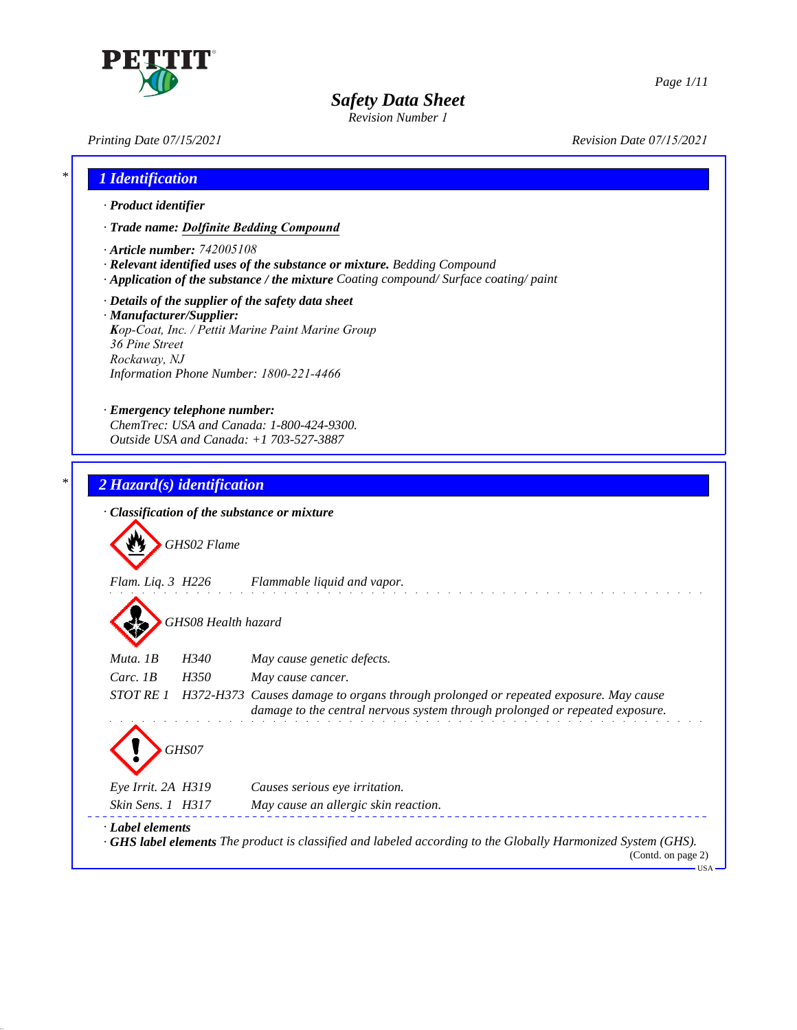# Safety Data Sheet

*Revision Number 1*

Printing Date 07/15/2021 Revision Date 07/15/2021

## 1 Identification

· **Product identifier**

· **Trade name: Dolfinite Bedding Compound**

· **Article number:** 742005108

· **Relevant identified uses of the substance or mixture.** Bedding Compound

· **Application of the substance / the mixture** Coating compound/ Surface coating/ paint

· **Details of the supplier of the safety data sheet**

· **Manufacturer/Supplier:**

Kop-Coat, Inc. / Pettit Marine Paint Marine Group
36 Pine Street
Rockaway, NJ
Information Phone Number: 1800-221-4466

· **Emergency telephone number:**

ChemTrec: USA and Canada: 1-800-424-9300.
Outside USA and Canada: +1 703-527-3887

## 2 Hazard(s) identification

· **Classification of the substance or mixture**

GHS02 Flame

| | | |
|---|---|---|
| Flam. Liq. 3 | H226 | Flammable liquid and vapor. |

GHS08 Health hazard

| | | |
|---|---|---|
| Muta. 1B | H340 | May cause genetic defects. |
| Carc. 1B | H350 | May cause cancer. |
| STOT RE 1 | H372-H373 | Causes damage to organs through prolonged or repeated exposure. May cause damage to the central nervous system through prolonged or repeated exposure. |

GHS07

| | | |
|---|---|---|
| Eye Irrit. 2A | H319 | Causes serious eye irritation. |
| Skin Sens. 1 | H317 | May cause an allergic skin reaction. |

· **Label elements**

· **GHS label elements** The product is classified and labeled according to the Globally Harmonized System (GHS).

(Contd. on page 2)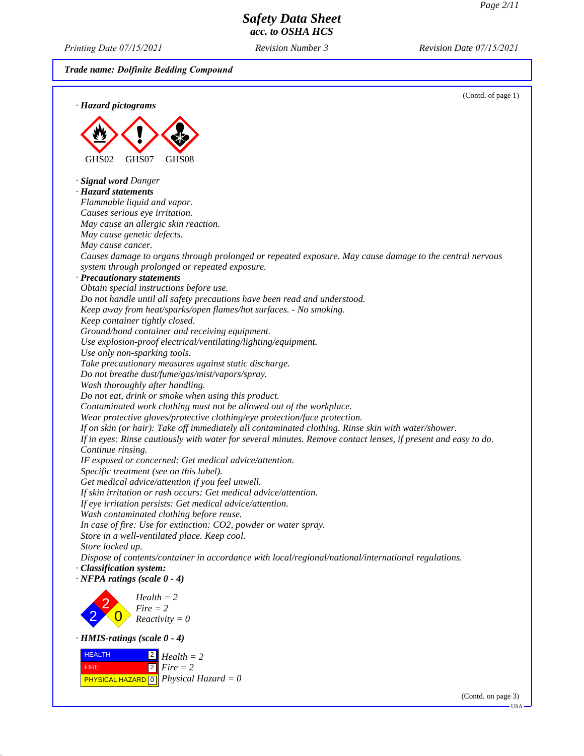**Trade name: Dolfinite Bedding Compound**

(Contd. of page 1)

· **Hazard pictograms**

GHS02 GHS07 GHS08

· **Signal word** Danger

· **Hazard statements**

Flammable liquid and vapor.
Causes serious eye irritation.
May cause an allergic skin reaction.
May cause genetic defects.
May cause cancer.
Causes damage to organs through prolonged or repeated exposure. May cause damage to the central nervous system through prolonged or repeated exposure.

· **Precautionary statements**

Obtain special instructions before use.
Do not handle until all safety precautions have been read and understood.
Keep away from heat/sparks/open flames/hot surfaces. - No smoking.
Keep container tightly closed.
Ground/bond container and receiving equipment.
Use explosion-proof electrical/ventilating/lighting/equipment.
Use only non-sparking tools.
Take precautionary measures against static discharge.
Do not breathe dust/fume/gas/mist/vapors/spray.
Wash thoroughly after handling.
Do not eat, drink or smoke when using this product.
Contaminated work clothing must not be allowed out of the workplace.
Wear protective gloves/protective clothing/eye protection/face protection.
If on skin (or hair): Take off immediately all contaminated clothing. Rinse skin with water/shower.
If in eyes: Rinse cautiously with water for several minutes. Remove contact lenses, if present and easy to do. Continue rinsing.
IF exposed or concerned: Get medical advice/attention.
Specific treatment (see on this label).
Get medical advice/attention if you feel unwell.
If skin irritation or rash occurs: Get medical advice/attention.
If eye irritation persists: Get medical advice/attention.
Wash contaminated clothing before reuse.
In case of fire: Use for extinction: $CO_2$, powder or water spray.
Store in a well-ventilated place. Keep cool.
Store locked up.
Dispose of contents/container in accordance with local/regional/national/international regulations.

· **Classification system:**

· **NFPA ratings (scale 0 - 4)**

Health = 2
Fire = 2
Reactivity = 0

· **HMIS-ratings (scale 0 - 4)**

| | | |
|---|---|---|
| HEALTH | 2 | Health = 2 |
| FIRE | 2 | Fire = 2 |
| PHYSICAL HAZARD | 0 | Physical Hazard = 0 |

(Contd. on page 3)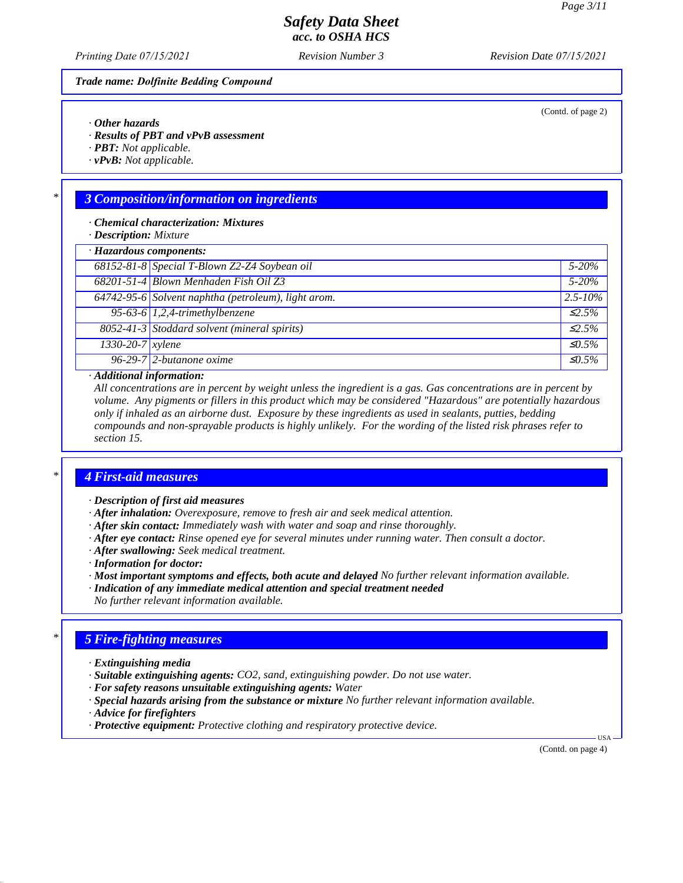Trade name: Dolfinite Bedding Compound

(Contd. of page 2)

· **Other hazards**
· **Results of PBT and vPvB assessment**
· **PBT:** Not applicable.
· **vPvB:** Not applicable.

## 3 Composition/information on ingredients

· **Chemical characterization: Mixtures**
· **Description:** Mixture

| · Hazardous components: | | |
|---|---|---|
| 68152-81-8 | Special T-Blown Z2-Z4 Soybean oil | 5-20% |
| 68201-51-4 | Blown Menhaden Fish Oil Z3 | 5-20% |
| 64742-95-6 | Solvent naphtha (petroleum), light arom. | 2.5-10% |
| 95-63-6 | 1,2,4-trimethylbenzene | ≤2.5% |
| 8052-41-3 | Stoddard solvent (mineral spirits) | ≤2.5% |
| 1330-20-7 | xylene | ≤0.5% |
| 96-29-7 | 2-butanone oxime | ≤0.5% |

· **Additional information:**
All concentrations are in percent by weight unless the ingredient is a gas. Gas concentrations are in percent by volume. Any pigments or fillers in this product which may be considered "Hazardous" are potentially hazardous only if inhaled as an airborne dust. Exposure by these ingredients as used in sealants, putties, bedding compounds and non-sprayable products is highly unlikely. For the wording of the listed risk phrases refer to section 15.

## 4 First-aid measures

· **Description of first aid measures**
· **After inhalation:** Overexposure, remove to fresh air and seek medical attention.
· **After skin contact:** Immediately wash with water and soap and rinse thoroughly.
· **After eye contact:** Rinse opened eye for several minutes under running water. Then consult a doctor.
· **After swallowing:** Seek medical treatment.
· **Information for doctor:**
· **Most important symptoms and effects, both acute and delayed** No further relevant information available.
· **Indication of any immediate medical attention and special treatment needed**
No further relevant information available.

## 5 Fire-fighting measures

· **Extinguishing media**
· **Suitable extinguishing agents:** CO2, sand, extinguishing powder. Do not use water.
· **For safety reasons unsuitable extinguishing agents:** Water
· **Special hazards arising from the substance or mixture** No further relevant information available.
· **Advice for firefighters**
· **Protective equipment:** Protective clothing and respiratory protective device.

(Contd. on page 4)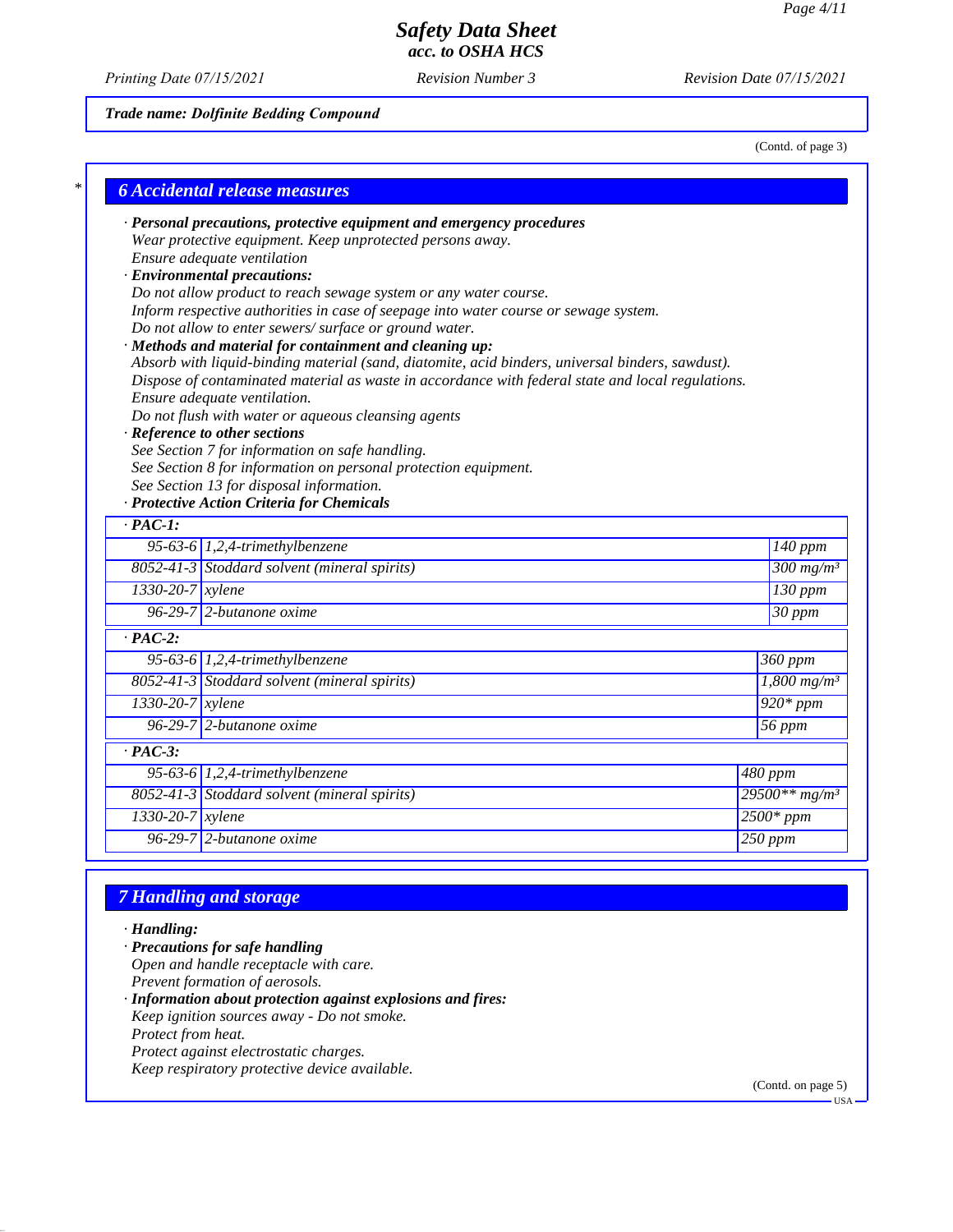*Trade name: Dolfinite Bedding Compound*

(Contd. of page 3)

## 6 Accidental release measures

· **Personal precautions, protective equipment and emergency procedures**
Wear protective equipment. Keep unprotected persons away.
Ensure adequate ventilation
· **Environmental precautions:**
Do not allow product to reach sewage system or any water course.
Inform respective authorities in case of seepage into water course or sewage system.
Do not allow to enter sewers/ surface or ground water.
· **Methods and material for containment and cleaning up:**
Absorb with liquid-binding material (sand, diatomite, acid binders, universal binders, sawdust).
Dispose of contaminated material as waste in accordance with federal state and local regulations.
Ensure adequate ventilation.
Do not flush with water or aqueous cleansing agents
· **Reference to other sections**
See Section 7 for information on safe handling.
See Section 8 for information on personal protection equipment.
See Section 13 for disposal information.
· **Protective Action Criteria for Chemicals**

| · **PAC-1:** | | |
|---|---|---|
| 95-63-6 | 1,2,4-trimethylbenzene | 140 ppm |
| 8052-41-3 | Stoddard solvent (mineral spirits) | 300 mg/m³ |
| 1330-20-7 | xylene | 130 ppm |
| 96-29-7 | 2-butanone oxime | 30 ppm |
| · **PAC-2:** | | |
| 95-63-6 | 1,2,4-trimethylbenzene | 360 ppm |
| 8052-41-3 | Stoddard solvent (mineral spirits) | 1,800 mg/m³ |
| 1330-20-7 | xylene | 920* ppm |
| 96-29-7 | 2-butanone oxime | 56 ppm |
| · **PAC-3:** | | |
| 95-63-6 | 1,2,4-trimethylbenzene | 480 ppm |
| 8052-41-3 | Stoddard solvent (mineral spirits) | 29500** mg/m³ |
| 1330-20-7 | xylene | 2500* ppm |
| 96-29-7 | 2-butanone oxime | 250 ppm |

## 7 Handling and storage

· **Handling:**
· **Precautions for safe handling**
Open and handle receptacle with care.
Prevent formation of aerosols.
· **Information about protection against explosions and fires:**
Keep ignition sources away - Do not smoke.
Protect from heat.
Protect against electrostatic charges.
Keep respiratory protective device available.

(Contd. on page 5)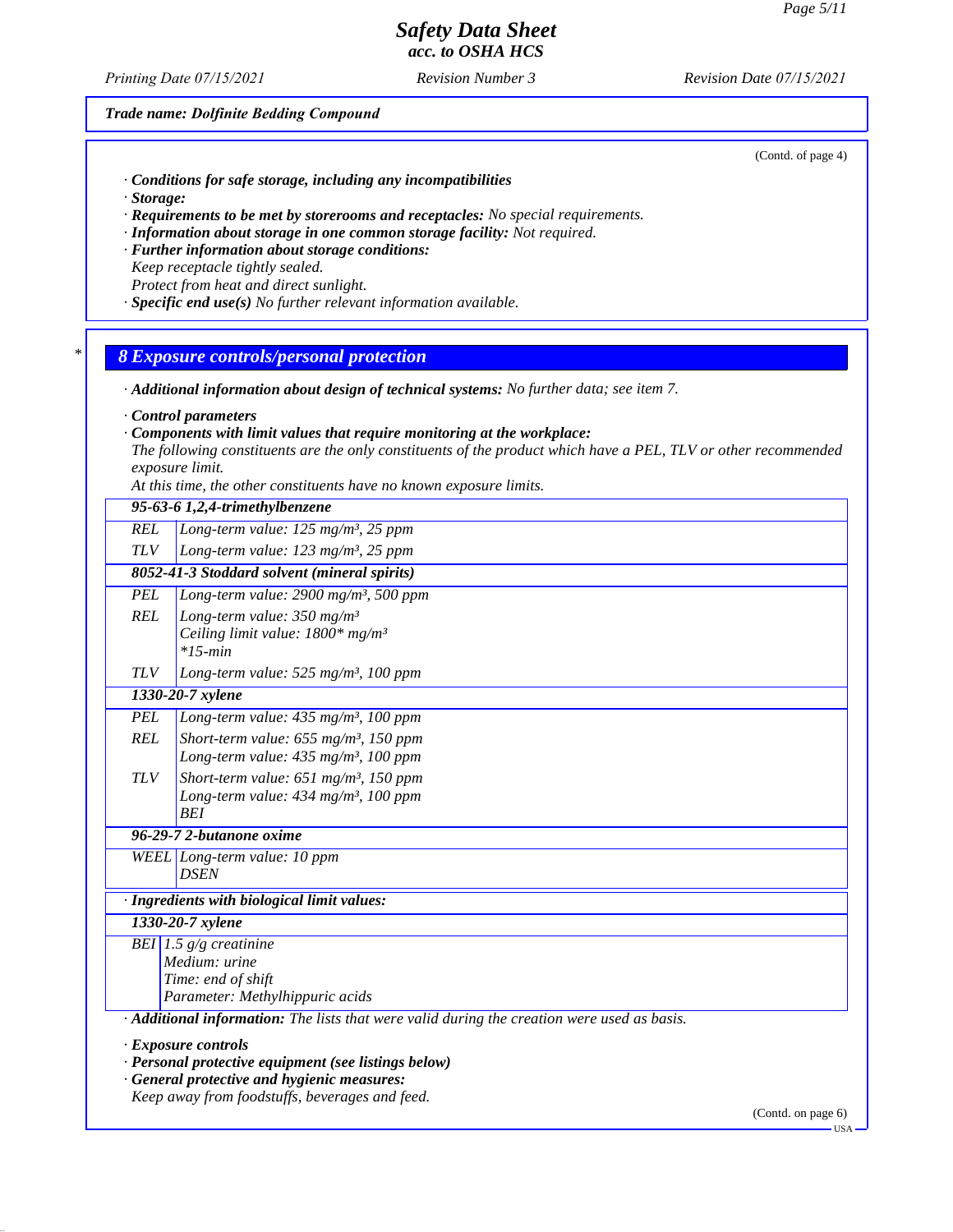Trade name: Dolfinite Bedding Compound

(Contd. of page 4)

· **Conditions for safe storage, including any incompatibilities**
· **Storage:**
· **Requirements to be met by storerooms and receptacles:** No special requirements.
· **Information about storage in one common storage facility:** Not required.
· **Further information about storage conditions:**
Keep receptacle tightly sealed.
Protect from heat and direct sunlight.
· **Specific end use(s)** No further relevant information available.

## 8 Exposure controls/personal protection

· **Additional information about design of technical systems:** No further data; see item 7.

· **Control parameters**
· **Components with limit values that require monitoring at the workplace:**
The following constituents are the only constituents of the product which have a PEL, TLV or other recommended exposure limit.
At this time, the other constituents have no known exposure limits.

| | |
|---|---|
| **95-63-6 1,2,4-trimethylbenzene** | |
| REL | Long-term value: 125 mg/m³, 25 ppm |
| TLV | Long-term value: 123 mg/m³, 25 ppm |
| **8052-41-3 Stoddard solvent (mineral spirits)** | |
| PEL | Long-term value: 2900 mg/m³, 500 ppm |
| REL | Long-term value: 350 mg/m³<br>Ceiling limit value: 1800* mg/m³<br>*15-min |
| TLV | Long-term value: 525 mg/m³, 100 ppm |
| **1330-20-7 xylene** | |
| PEL | Long-term value: 435 mg/m³, 100 ppm |
| REL | Short-term value: 655 mg/m³, 150 ppm<br>Long-term value: 435 mg/m³, 100 ppm |
| TLV | Short-term value: 651 mg/m³, 150 ppm<br>Long-term value: 434 mg/m³, 100 ppm<br>BEI |
| **96-29-7 2-butanone oxime** | |
| WEEL | Long-term value: 10 ppm<br>DSEN |

· **Ingredients with biological limit values:**

| | |
|---|---|
| **1330-20-7 xylene** | |
| BEI | 1.5 g/g creatinine<br>Medium: urine<br>Time: end of shift<br>Parameter: Methylhippuric acids |

· **Additional information:** The lists that were valid during the creation were used as basis.

· **Exposure controls**
· **Personal protective equipment (see listings below)**
· **General protective and hygienic measures:**
Keep away from foodstuffs, beverages and feed.

(Contd. on page 6)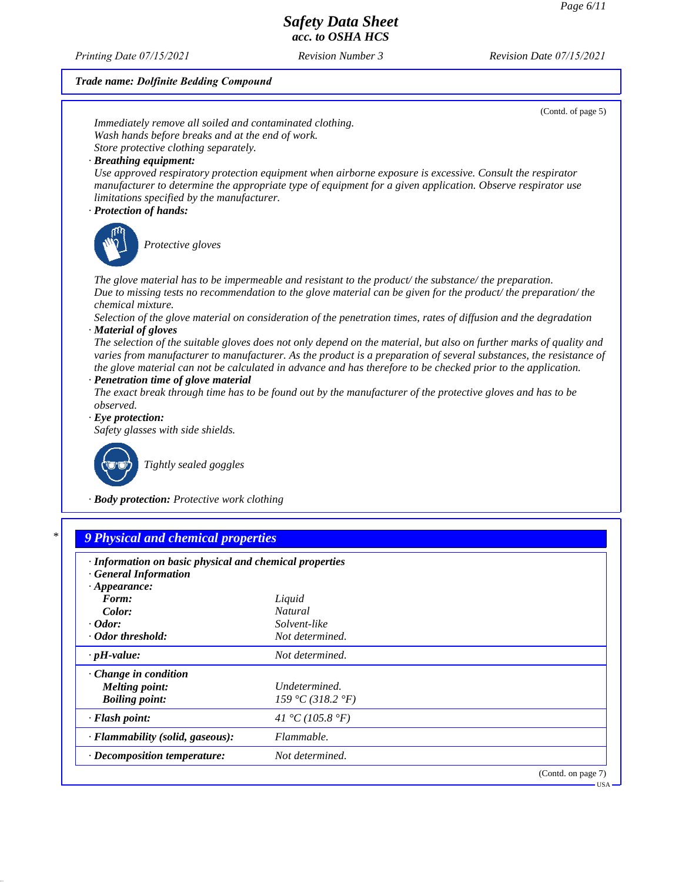**Trade name: Dolfinite Bedding Compound**

(Contd. of page 5)

*Immediately remove all soiled and contaminated clothing.*
*Wash hands before breaks and at the end of work.*
*Store protective clothing separately.*

· **Breathing equipment:**
*Use approved respiratory protection equipment when airborne exposure is excessive. Consult the respirator manufacturer to determine the appropriate type of equipment for a given application. Observe respirator use limitations specified by the manufacturer.*

· **Protection of hands:**

*Protective gloves*

*The glove material has to be impermeable and resistant to the product/ the substance/ the preparation.*
*Due to missing tests no recommendation to the glove material can be given for the product/ the preparation/ the chemical mixture.*
*Selection of the glove material on consideration of the penetration times, rates of diffusion and the degradation*

· **Material of gloves**
*The selection of the suitable gloves does not only depend on the material, but also on further marks of quality and varies from manufacturer to manufacturer. As the product is a preparation of several substances, the resistance of the glove material can not be calculated in advance and has therefore to be checked prior to the application.*

· **Penetration time of glove material**
*The exact break through time has to be found out by the manufacturer of the protective gloves and has to be observed.*

· **Eye protection:**
*Safety glasses with side shields.*

*Tightly sealed goggles*

· **Body protection:** *Protective work clothing*

## 9 Physical and chemical properties

· **Information on basic physical and chemical properties**
· **General Information**

| | |
|---|---|
| · **Appearance:** | |
| **Form:** | *Liquid* |
| **Color:** | *Natural* |
| · **Odor:** | *Solvent-like* |
| · **Odor threshold:** | *Not determined.* |
| · **pH-value:** | *Not determined.* |
| · **Change in condition** | |
| **Melting point:** | *Undetermined.* |
| **Boiling point:** | *159 °C (318.2 °F)* |
| · **Flash point:** | *41 °C (105.8 °F)* |
| · **Flammability (solid, gaseous):** | *Flammable.* |
| · **Decomposition temperature:** | *Not determined.* |

(Contd. on page 7)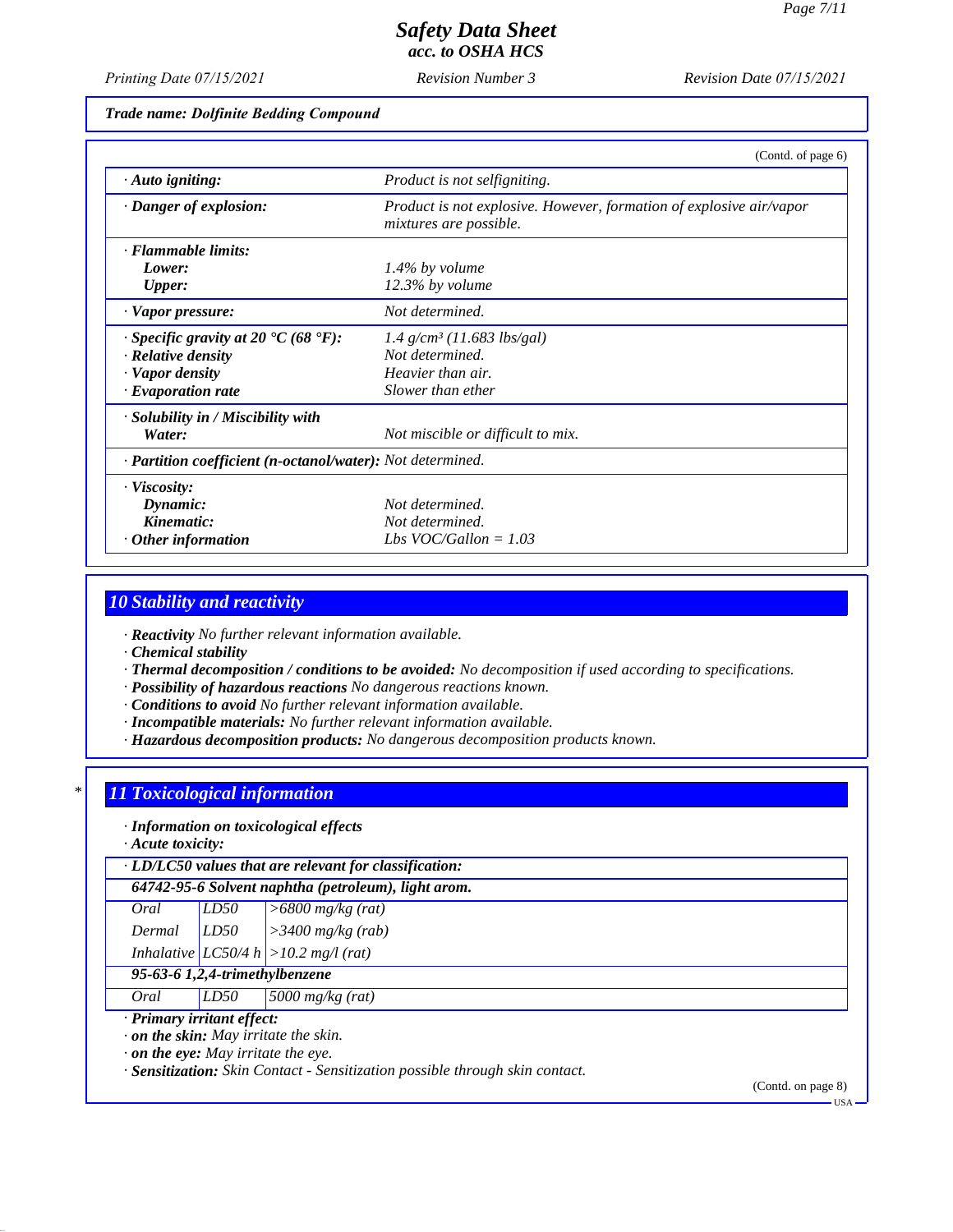**Trade name: Dolfinite Bedding Compound**

(Contd. of page 6)

| | |
|---|---|
| · **Auto igniting:** | Product is not selfigniting. |
| · **Danger of explosion:** | Product is not explosive. However, formation of explosive air/vapor mixtures are possible. |
| · **Flammable limits:** | |
| **Lower:** | 1.4% by volume |
| **Upper:** | 12.3% by volume |
| · **Vapor pressure:** | Not determined. |
| · **Specific gravity at 20 °C (68 °F):** | 1.4 g/cm³ (11.683 lbs/gal) |
| · **Relative density** | Not determined. |
| · **Vapor density** | Heavier than air. |
| · **Evaporation rate** | Slower than ether |
| · **Solubility in / Miscibility with** | |
| **Water:** | Not miscible or difficult to mix. |
| · **Partition coefficient (n-octanol/water):** | Not determined. |
| · **Viscosity:** | |
| **Dynamic:** | Not determined. |
| **Kinematic:** | Not determined. |
| · **Other information** | Lbs VOC/Gallon = 1.03 |

## 10 Stability and reactivity

· **Reactivity** No further relevant information available.
· **Chemical stability**
· **Thermal decomposition / conditions to be avoided:** No decomposition if used according to specifications.
· **Possibility of hazardous reactions** No dangerous reactions known.
· **Conditions to avoid** No further relevant information available.
· **Incompatible materials:** No further relevant information available.
· **Hazardous decomposition products:** No dangerous decomposition products known.

## * 11 Toxicological information

· **Information on toxicological effects**
· **Acute toxicity:**

| · **LD/LC50 values that are relevant for classification:** | | |
|---|---|---|
| **64742-95-6 Solvent naphtha (petroleum), light arom.** | | |
| Oral | LD50 | >6800 mg/kg (rat) |
| Dermal | LD50 | >3400 mg/kg (rab) |
| Inhalative | LC50/4 h | >10.2 mg/l (rat) |
| **95-63-6 1,2,4-trimethylbenzene** | | |
| Oral | LD50 | 5000 mg/kg (rat) |

· **Primary irritant effect:**
· **on the skin:** May irritate the skin.
· **on the eye:** May irritate the eye.
· **Sensitization:** Skin Contact - Sensitization possible through skin contact.

(Contd. on page 8)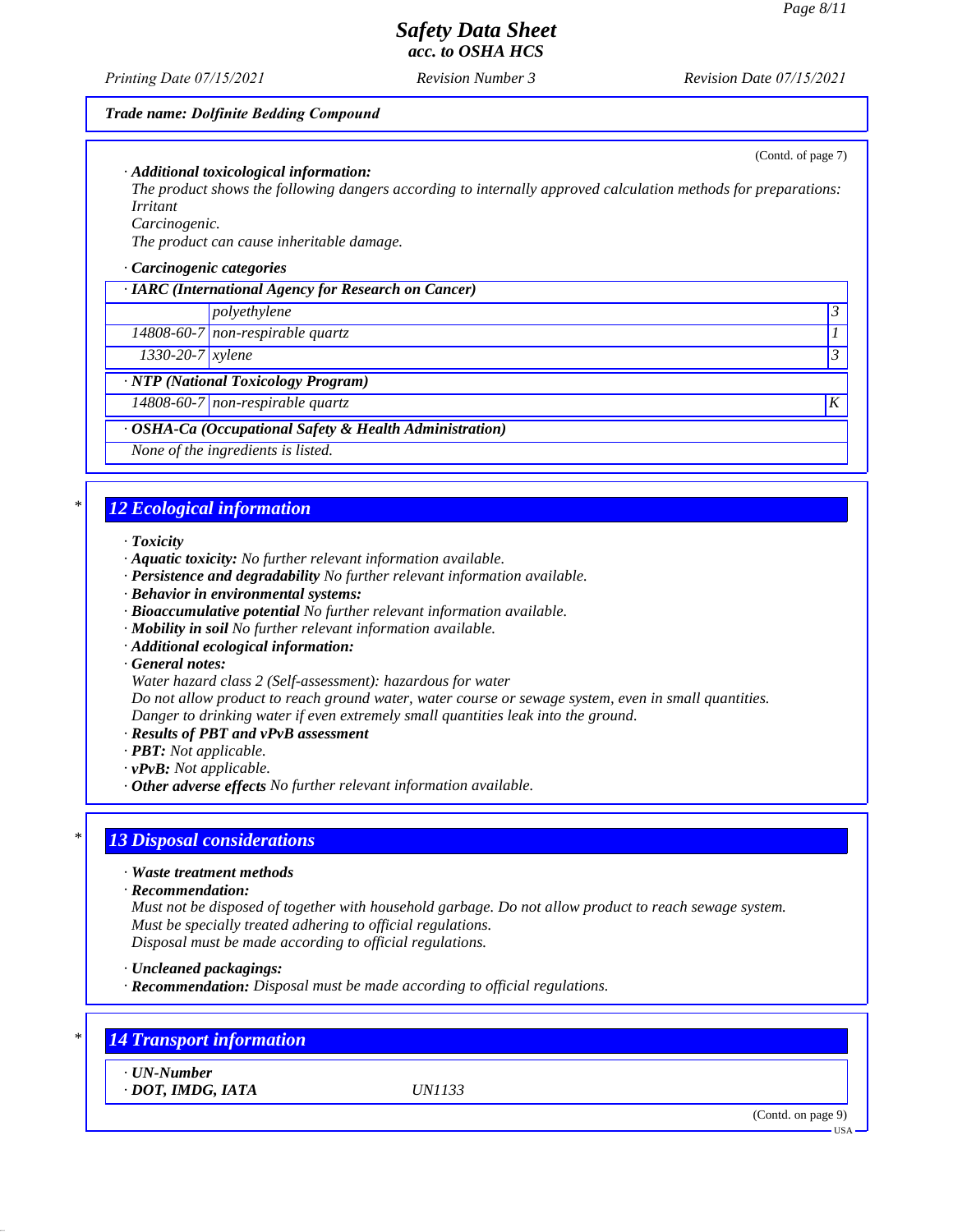*Safety Data Sheet*
*acc. to OSHA HCS*

Printing Date 07/15/2021 | Revision Number 3 | Revision Date 07/15/2021

**Trade name: Dolfinite Bedding Compound**

(Contd. of page 7)

· **Additional toxicological information:**
The product shows the following dangers according to internally approved calculation methods for preparations:
Irritant
Carcinogenic.
The product can cause inheritable damage.

· **Carcinogenic categories**

| · IARC (International Agency for Research on Cancer) | | |
|---|---|---|
| | polyethylene | 3 |
| 14808-60-7 | non-respirable quartz | 1 |
| 1330-20-7 | xylene | 3 |

| · NTP (National Toxicology Program) | | |
|---|---|---|
| 14808-60-7 | non-respirable quartz | K |

| · OSHA-Ca (Occupational Safety & Health Administration) |
|---|
| None of the ingredients is listed. |

## * 12 Ecological information

· **Toxicity**
· **Aquatic toxicity:** No further relevant information available.
· **Persistence and degradability** No further relevant information available.
· **Behavior in environmental systems:**
· **Bioaccumulative potential** No further relevant information available.
· **Mobility in soil** No further relevant information available.
· **Additional ecological information:**
· **General notes:**
Water hazard class 2 (Self-assessment): hazardous for water
Do not allow product to reach ground water, water course or sewage system, even in small quantities.
Danger to drinking water if even extremely small quantities leak into the ground.
· **Results of PBT and vPvB assessment**
· **PBT:** Not applicable.
· **vPvB:** Not applicable.
· **Other adverse effects** No further relevant information available.

## * 13 Disposal considerations

· **Waste treatment methods**
· **Recommendation:**
Must not be disposed of together with household garbage. Do not allow product to reach sewage system.
Must be specially treated adhering to official regulations.
Disposal must be made according to official regulations.

· **Uncleaned packagings:**
· **Recommendation:** Disposal must be made according to official regulations.

## * 14 Transport information

· **UN-Number**
· **DOT, IMDG, IATA** UN1133

(Contd. on page 9)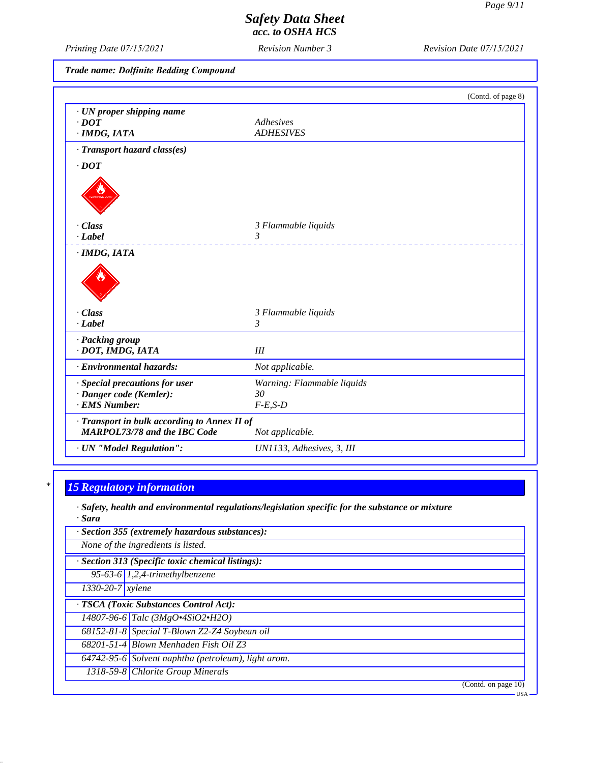Trade name: Dolfinite Bedding Compound

(Contd. of page 8)

· **UN proper shipping name**

| | |
|---|---|
| · **DOT** | Adhesives |
| · **IMDG, IATA** | ADHESIVES |

· **Transport hazard class(es)**

· **DOT**

| | |
|---|---|
| · **Class** | 3 Flammable liquids |
| · **Label** | 3 |

· **IMDG, IATA**

| | |
|---|---|
| · **Class** | 3 Flammable liquids |
| · **Label** | 3 |

· **Packing group**

| | |
|---|---|
| · **DOT, IMDG, IATA** | III |
| · **Environmental hazards:** | Not applicable. |
| · **Special precautions for user** | Warning: Flammable liquids |
| · **Danger code (Kemler):** | 30 |
| · **EMS Number:** | F-E,S-D |
| · **Transport in bulk according to Annex II of MARPOL73/78 and the IBC Code** | Not applicable. |
| · **UN "Model Regulation":** | UN1133, Adhesives, 3, III |

## 15 Regulatory information

· **Safety, health and environmental regulations/legislation specific for the substance or mixture**
· **Sara**

· **Section 355 (extremely hazardous substances):**

None of the ingredients is listed.

· **Section 313 (Specific toxic chemical listings):**

| | |
|---|---|
| 95-63-6 | 1,2,4-trimethylbenzene |
| 1330-20-7 | xylene |

· **TSCA (Toxic Substances Control Act):**

| | |
|---|---|
| 14807-96-6 | Talc (3MgO•4SiO2•H2O) |
| 68152-81-8 | Special T-Blown Z2-Z4 Soybean oil |
| 68201-51-4 | Blown Menhaden Fish Oil Z3 |
| 64742-95-6 | Solvent naphtha (petroleum), light arom. |
| 1318-59-8 | Chlorite Group Minerals |

(Contd. on page 10)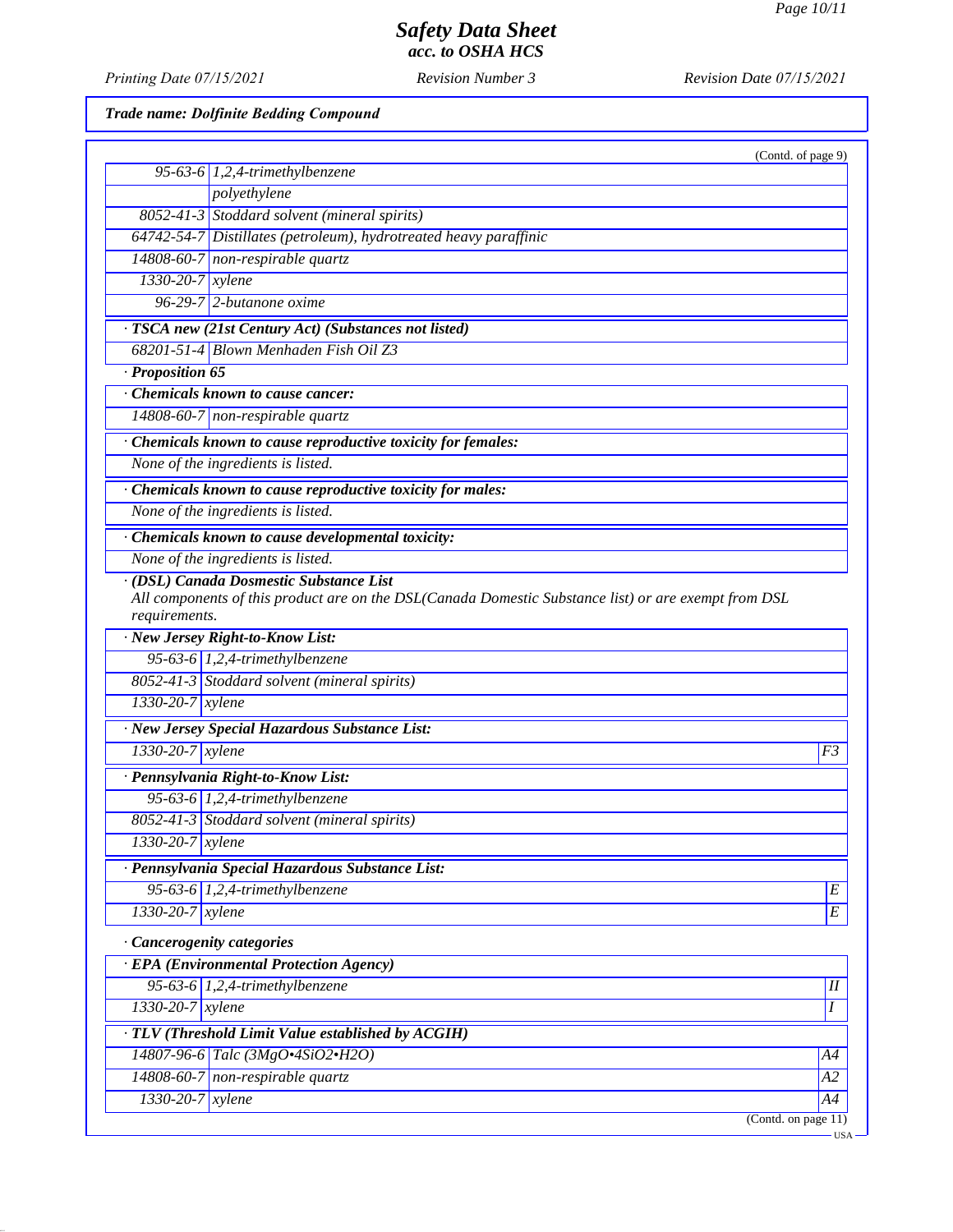**Safety Data Sheet**
**acc. to OSHA HCS**

Printing Date 07/15/2021 | Revision Number 3 | Revision Date 07/15/2021

**Trade name: Dolfinite Bedding Compound**

(Contd. of page 9)

| | |
|---|---|
| 95-63-6 | 1,2,4-trimethylbenzene |
| | polyethylene |
| 8052-41-3 | Stoddard solvent (mineral spirits) |
| 64742-54-7 | Distillates (petroleum), hydrotreated heavy paraffinic |
| 14808-60-7 | non-respirable quartz |
| 1330-20-7 | xylene |
| 96-29-7 | 2-butanone oxime |

· **TSCA new (21st Century Act) (Substances not listed)**

| | |
|---|---|
| 68201-51-4 | Blown Menhaden Fish Oil Z3 |

· **Proposition 65**

· **Chemicals known to cause cancer:**

| | |
|---|---|
| 14808-60-7 | non-respirable quartz |

· **Chemicals known to cause reproductive toxicity for females:**

None of the ingredients is listed.

· **Chemicals known to cause reproductive toxicity for males:**

None of the ingredients is listed.

· **Chemicals known to cause developmental toxicity:**

None of the ingredients is listed.

· **(DSL) Canada Dosmestic Substance List**

All components of this product are on the DSL(Canada Domestic Substance list) or are exempt from DSL requirements.

· **New Jersey Right-to-Know List:**

| | |
|---|---|
| 95-63-6 | 1,2,4-trimethylbenzene |
| 8052-41-3 | Stoddard solvent (mineral spirits) |
| 1330-20-7 | xylene |

· **New Jersey Special Hazardous Substance List:**

| | | |
|---|---|---|
| 1330-20-7 | xylene | F3 |

· **Pennsylvania Right-to-Know List:**

| | |
|---|---|
| 95-63-6 | 1,2,4-trimethylbenzene |
| 8052-41-3 | Stoddard solvent (mineral spirits) |
| 1330-20-7 | xylene |

· **Pennsylvania Special Hazardous Substance List:**

| | | |
|---|---|---|
| 95-63-6 | 1,2,4-trimethylbenzene | E |
| 1330-20-7 | xylene | E |

· **Cancerogenity categories**

· **EPA (Environmental Protection Agency)**

| | | |
|---|---|---|
| 95-63-6 | 1,2,4-trimethylbenzene | II |
| 1330-20-7 | xylene | I |

· **TLV (Threshold Limit Value established by ACGIH)**

| | | |
|---|---|---|
| 14807-96-6 | Talc ($3MgO•4SiO_2•H_2O$) | A4 |
| 14808-60-7 | non-respirable quartz | A2 |
| 1330-20-7 | xylene | A4 |

(Contd. on page 11)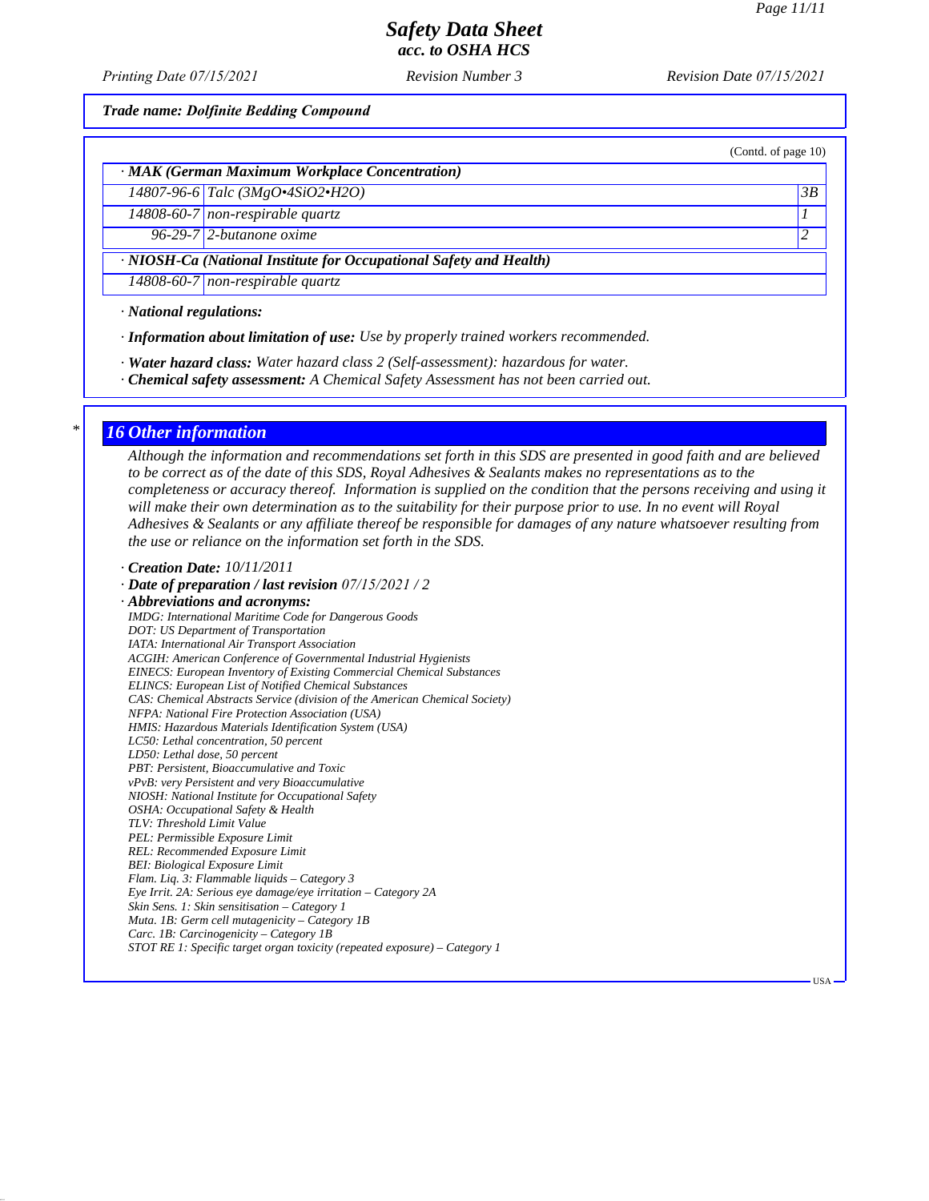**Trade name: Dolfinite Bedding Compound**

(Contd. of page 10)

| · MAK (German Maximum Workplace Concentration) | | |
|---|---|---|
| 14807-96-6 | Talc (3MgO•4SiO2•H2O) | 3B |
| 14808-60-7 | non-respirable quartz | 1 |
| 96-29-7 | 2-butanone oxime | 2 |

| · NIOSH-Ca (National Institute for Occupational Safety and Health) | |
|---|---|
| 14808-60-7 | non-respirable quartz |

· **National regulations:**

· **Information about limitation of use:** *Use by properly trained workers recommended.*

· **Water hazard class:** *Water hazard class 2 (Self-assessment): hazardous for water.*
· **Chemical safety assessment:** *A Chemical Safety Assessment has not been carried out.*

## 16 Other information

*Although the information and recommendations set forth in this SDS are presented in good faith and are believed to be correct as of the date of this SDS, Royal Adhesives & Sealants makes no representations as to the completeness or accuracy thereof. Information is supplied on the condition that the persons receiving and using it will make their own determination as to the suitability for their purpose prior to use. In no event will Royal Adhesives & Sealants or any affiliate thereof be responsible for damages of any nature whatsoever resulting from the use or reliance on the information set forth in the SDS.*

· **Creation Date:** *10/11/2011*
· **Date of preparation / last revision** *07/15/2021 / 2*
· **Abbreviations and acronyms:**
IMDG: International Maritime Code for Dangerous Goods
DOT: US Department of Transportation
IATA: International Air Transport Association
ACGIH: American Conference of Governmental Industrial Hygienists
EINECS: European Inventory of Existing Commercial Chemical Substances
ELINCS: European List of Notified Chemical Substances
CAS: Chemical Abstracts Service (division of the American Chemical Society)
NFPA: National Fire Protection Association (USA)
HMIS: Hazardous Materials Identification System (USA)
LC50: Lethal concentration, 50 percent
LD50: Lethal dose, 50 percent
PBT: Persistent, Bioaccumulative and Toxic
vPvB: very Persistent and very Bioaccumulative
NIOSH: National Institute for Occupational Safety
OSHA: Occupational Safety & Health
TLV: Threshold Limit Value
PEL: Permissible Exposure Limit
REL: Recommended Exposure Limit
BEI: Biological Exposure Limit
Flam. Liq. 3: Flammable liquids – Category 3
Eye Irrit. 2A: Serious eye damage/eye irritation – Category 2A
Skin Sens. 1: Skin sensitisation – Category 1
Muta. 1B: Germ cell mutagenicity – Category 1B
Carc. 1B: Carcinogenicity – Category 1B
STOT RE 1: Specific target organ toxicity (repeated exposure) – Category 1